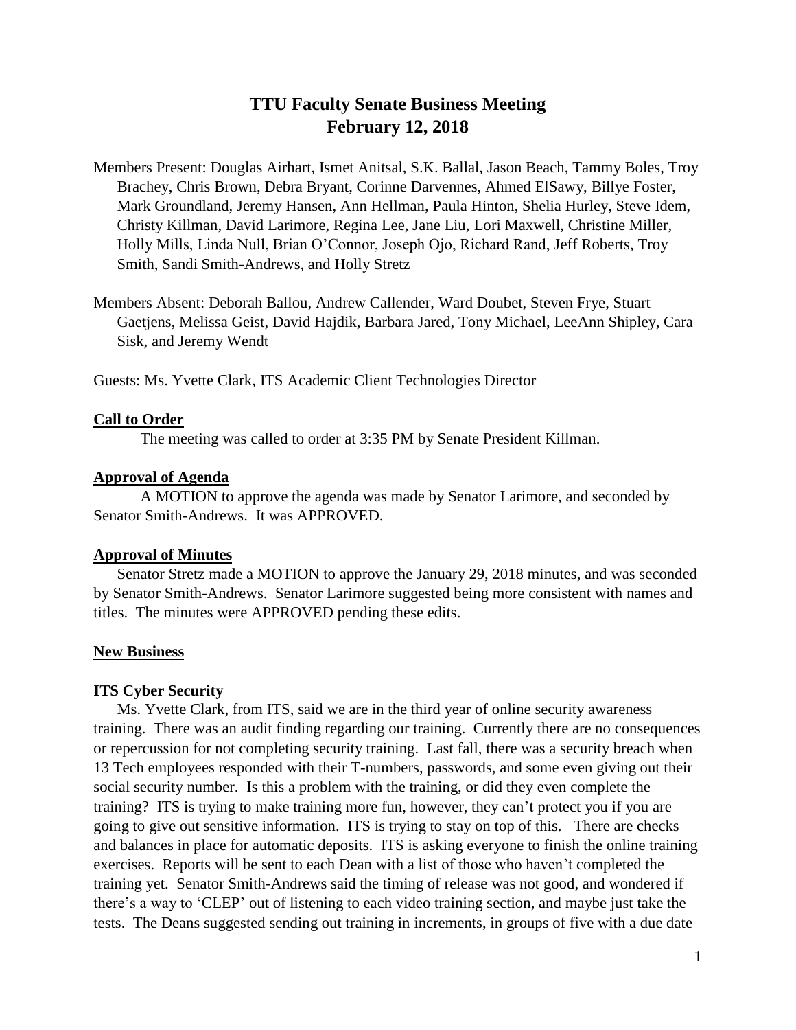# TTU Faculty Senate Business Meeting
# February 12, 2018

Members Present: Douglas Airhart, Ismet Anitsal, S.K. Ballal, Jason Beach, Tammy Boles, Troy Brachey, Chris Brown, Debra Bryant, Corinne Darvennes, Ahmed ElSawy, Billye Foster, Mark Groundland, Jeremy Hansen, Ann Hellman, Paula Hinton, Shelia Hurley, Steve Idem, Christy Killman, David Larimore, Regina Lee, Jane Liu, Lori Maxwell, Christine Miller, Holly Mills, Linda Null, Brian O'Connor, Joseph Ojo, Richard Rand, Jeff Roberts, Troy Smith, Sandi Smith-Andrews, and Holly Stretz

Members Absent: Deborah Ballou, Andrew Callender, Ward Doubet, Steven Frye, Stuart Gaetjens, Melissa Geist, David Hajdik, Barbara Jared, Tony Michael, LeeAnn Shipley, Cara Sisk, and Jeremy Wendt

Guests: Ms. Yvette Clark, ITS Academic Client Technologies Director

**Call to Order**

The meeting was called to order at 3:35 PM by Senate President Killman.

**Approval of Agenda**

A MOTION to approve the agenda was made by Senator Larimore, and seconded by Senator Smith-Andrews. It was APPROVED.

**Approval of Minutes**

Senator Stretz made a MOTION to approve the January 29, 2018 minutes, and was seconded by Senator Smith-Andrews. Senator Larimore suggested being more consistent with names and titles. The minutes were APPROVED pending these edits.

**New Business**

**ITS Cyber Security**

Ms. Yvette Clark, from ITS, said we are in the third year of online security awareness training. There was an audit finding regarding our training. Currently there are no consequences or repercussion for not completing security training. Last fall, there was a security breach when 13 Tech employees responded with their T-numbers, passwords, and some even giving out their social security number. Is this a problem with the training, or did they even complete the training? ITS is trying to make training more fun, however, they can't protect you if you are going to give out sensitive information. ITS is trying to stay on top of this. There are checks and balances in place for automatic deposits. ITS is asking everyone to finish the online training exercises. Reports will be sent to each Dean with a list of those who haven't completed the training yet. Senator Smith-Andrews said the timing of release was not good, and wondered if there's a way to 'CLEP' out of listening to each video training section, and maybe just take the tests. The Deans suggested sending out training in increments, in groups of five with a due date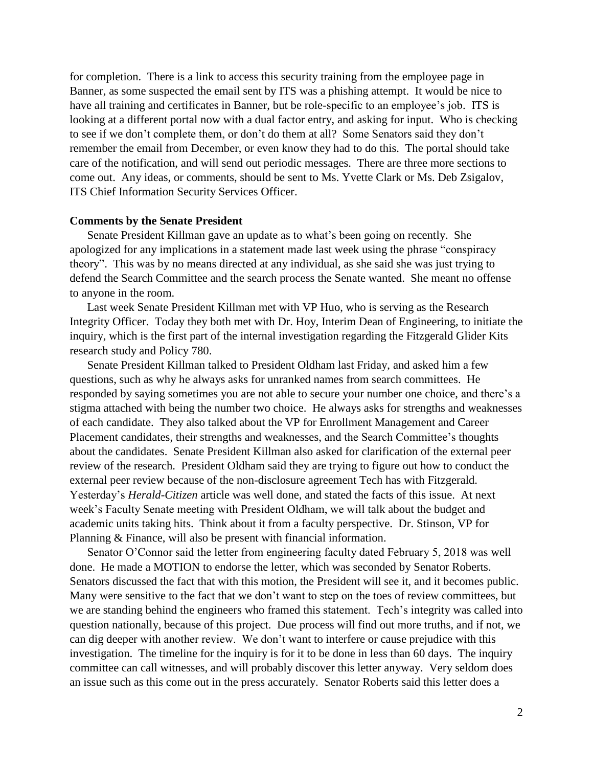for completion. There is a link to access this security training from the employee page in Banner, as some suspected the email sent by ITS was a phishing attempt. It would be nice to have all training and certificates in Banner, but be role-specific to an employee's job. ITS is looking at a different portal now with a dual factor entry, and asking for input. Who is checking to see if we don't complete them, or don't do them at all? Some Senators said they don't remember the email from December, or even know they had to do this. The portal should take care of the notification, and will send out periodic messages. There are three more sections to come out. Any ideas, or comments, should be sent to Ms. Yvette Clark or Ms. Deb Zsigalov, ITS Chief Information Security Services Officer.

**Comments by the Senate President**

Senate President Killman gave an update as to what's been going on recently. She apologized for any implications in a statement made last week using the phrase "conspiracy theory". This was by no means directed at any individual, as she said she was just trying to defend the Search Committee and the search process the Senate wanted. She meant no offense to anyone in the room.

Last week Senate President Killman met with VP Huo, who is serving as the Research Integrity Officer. Today they both met with Dr. Hoy, Interim Dean of Engineering, to initiate the inquiry, which is the first part of the internal investigation regarding the Fitzgerald Glider Kits research study and Policy 780.

Senate President Killman talked to President Oldham last Friday, and asked him a few questions, such as why he always asks for unranked names from search committees. He responded by saying sometimes you are not able to secure your number one choice, and there's a stigma attached with being the number two choice. He always asks for strengths and weaknesses of each candidate. They also talked about the VP for Enrollment Management and Career Placement candidates, their strengths and weaknesses, and the Search Committee's thoughts about the candidates. Senate President Killman also asked for clarification of the external peer review of the research. President Oldham said they are trying to figure out how to conduct the external peer review because of the non-disclosure agreement Tech has with Fitzgerald. Yesterday's *Herald-Citizen* article was well done, and stated the facts of this issue. At next week's Faculty Senate meeting with President Oldham, we will talk about the budget and academic units taking hits. Think about it from a faculty perspective. Dr. Stinson, VP for Planning & Finance, will also be present with financial information.

Senator O'Connor said the letter from engineering faculty dated February 5, 2018 was well done. He made a MOTION to endorse the letter, which was seconded by Senator Roberts. Senators discussed the fact that with this motion, the President will see it, and it becomes public. Many were sensitive to the fact that we don't want to step on the toes of review committees, but we are standing behind the engineers who framed this statement. Tech's integrity was called into question nationally, because of this project. Due process will find out more truths, and if not, we can dig deeper with another review. We don't want to interfere or cause prejudice with this investigation. The timeline for the inquiry is for it to be done in less than 60 days. The inquiry committee can call witnesses, and will probably discover this letter anyway. Very seldom does an issue such as this come out in the press accurately. Senator Roberts said this letter does a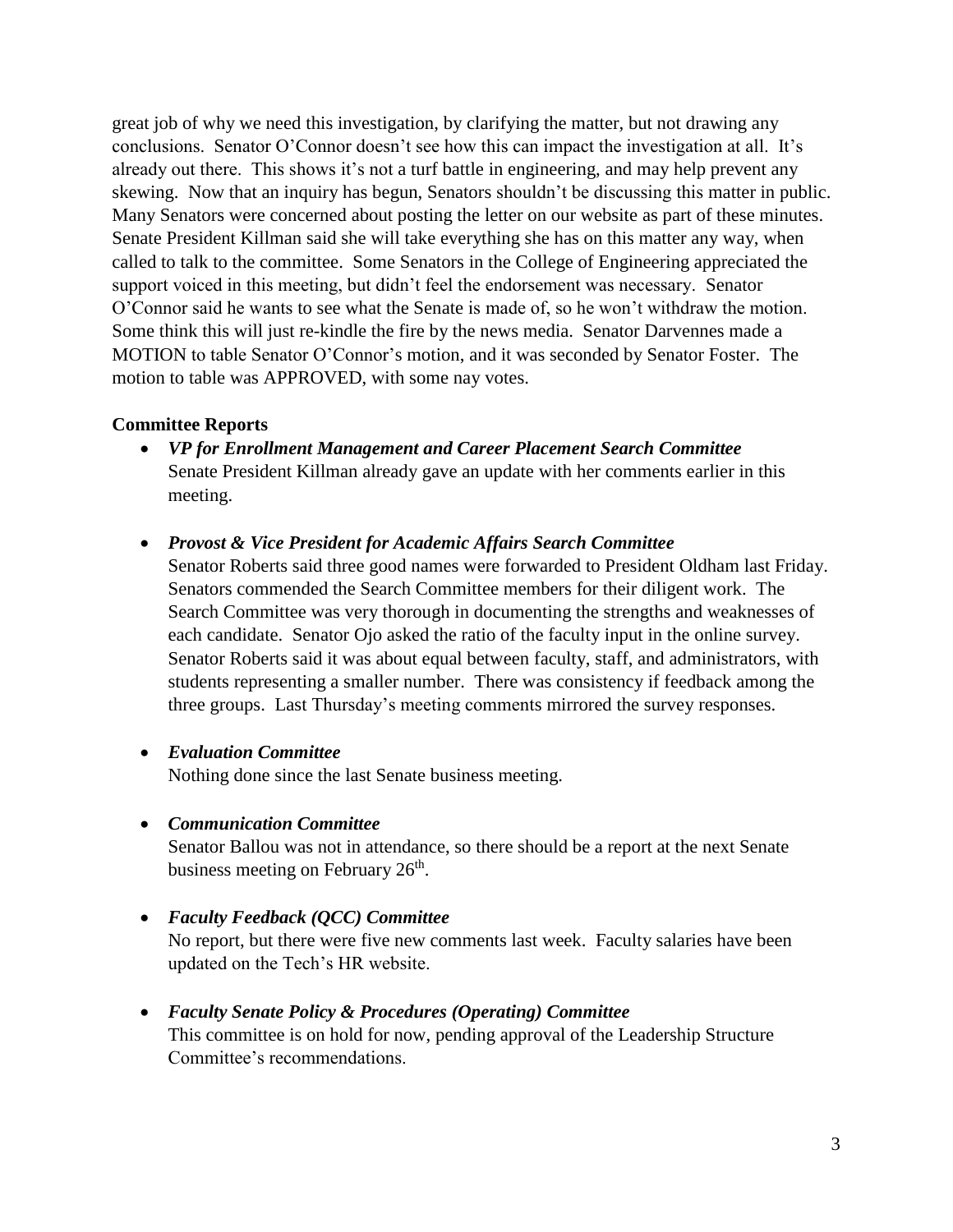great job of why we need this investigation, by clarifying the matter, but not drawing any conclusions. Senator O'Connor doesn't see how this can impact the investigation at all. It's already out there. This shows it's not a turf battle in engineering, and may help prevent any skewing. Now that an inquiry has begun, Senators shouldn't be discussing this matter in public. Many Senators were concerned about posting the letter on our website as part of these minutes. Senate President Killman said she will take everything she has on this matter any way, when called to talk to the committee. Some Senators in the College of Engineering appreciated the support voiced in this meeting, but didn't feel the endorsement was necessary. Senator O'Connor said he wants to see what the Senate is made of, so he won't withdraw the motion. Some think this will just re-kindle the fire by the news media. Senator Darvennes made a MOTION to table Senator O'Connor's motion, and it was seconded by Senator Foster. The motion to table was APPROVED, with some nay votes.

**Committee Reports**

- ***VP for Enrollment Management and Career Placement Search Committee***
  Senate President Killman already gave an update with her comments earlier in this meeting.

- ***Provost & Vice President for Academic Affairs Search Committee***
  Senator Roberts said three good names were forwarded to President Oldham last Friday. Senators commended the Search Committee members for their diligent work. The Search Committee was very thorough in documenting the strengths and weaknesses of each candidate. Senator Ojo asked the ratio of the faculty input in the online survey. Senator Roberts said it was about equal between faculty, staff, and administrators, with students representing a smaller number. There was consistency if feedback among the three groups. Last Thursday's meeting comments mirrored the survey responses.

- ***Evaluation Committee***
  Nothing done since the last Senate business meeting.

- ***Communication Committee***
  Senator Ballou was not in attendance, so there should be a report at the next Senate business meeting on February 26th.

- ***Faculty Feedback (QCC) Committee***
  No report, but there were five new comments last week. Faculty salaries have been updated on the Tech's HR website.

- ***Faculty Senate Policy & Procedures (Operating) Committee***
  This committee is on hold for now, pending approval of the Leadership Structure Committee's recommendations.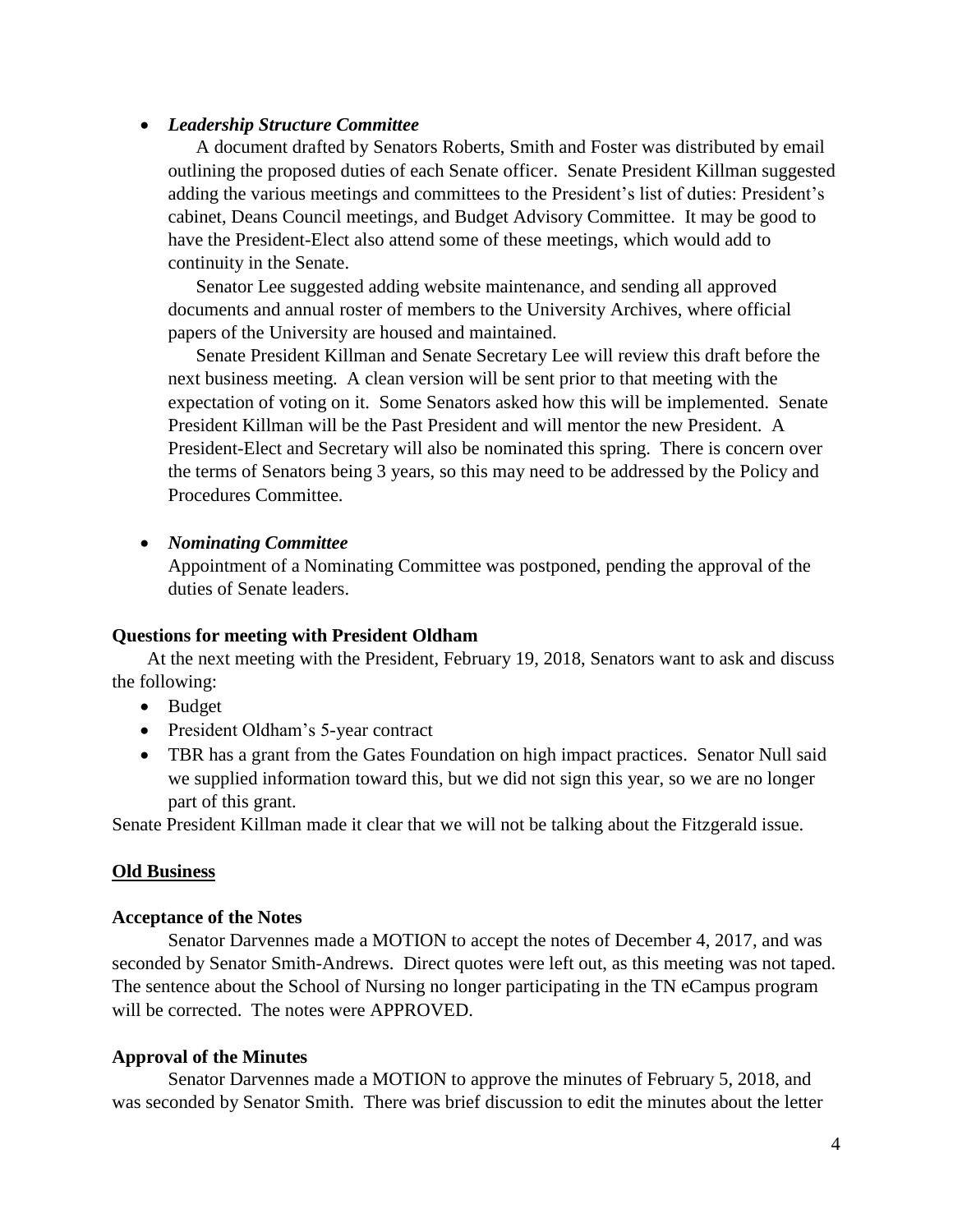- ***Leadership Structure Committee***

  A document drafted by Senators Roberts, Smith and Foster was distributed by email outlining the proposed duties of each Senate officer. Senate President Killman suggested adding the various meetings and committees to the President's list of duties: President's cabinet, Deans Council meetings, and Budget Advisory Committee. It may be good to have the President-Elect also attend some of these meetings, which would add to continuity in the Senate.

  Senator Lee suggested adding website maintenance, and sending all approved documents and annual roster of members to the University Archives, where official papers of the University are housed and maintained.

  Senate President Killman and Senate Secretary Lee will review this draft before the next business meeting. A clean version will be sent prior to that meeting with the expectation of voting on it. Some Senators asked how this will be implemented. Senate President Killman will be the Past President and will mentor the new President. A President-Elect and Secretary will also be nominated this spring. There is concern over the terms of Senators being 3 years, so this may need to be addressed by the Policy and Procedures Committee.

- ***Nominating Committee***

  Appointment of a Nominating Committee was postponed, pending the approval of the duties of Senate leaders.

**Questions for meeting with President Oldham**

At the next meeting with the President, February 19, 2018, Senators want to ask and discuss the following:

- Budget
- President Oldham's 5-year contract
- TBR has a grant from the Gates Foundation on high impact practices. Senator Null said we supplied information toward this, but we did not sign this year, so we are no longer part of this grant.

Senate President Killman made it clear that we will not be talking about the Fitzgerald issue.

**<u>Old Business</u>**

**Acceptance of the Notes**

Senator Darvennes made a MOTION to accept the notes of December 4, 2017, and was seconded by Senator Smith-Andrews. Direct quotes were left out, as this meeting was not taped. The sentence about the School of Nursing no longer participating in the TN eCampus program will be corrected. The notes were APPROVED.

**Approval of the Minutes**

Senator Darvennes made a MOTION to approve the minutes of February 5, 2018, and was seconded by Senator Smith. There was brief discussion to edit the minutes about the letter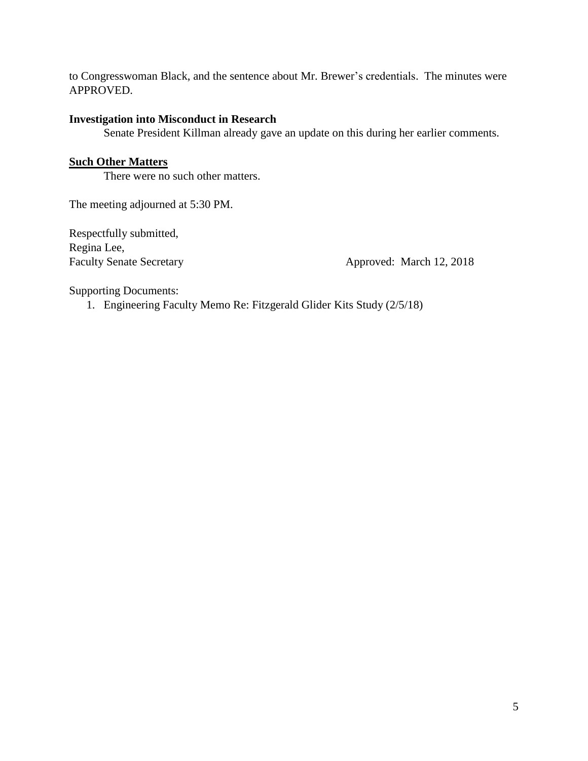to Congresswoman Black, and the sentence about Mr. Brewer's credentials. The minutes were APPROVED.

**Investigation into Misconduct in Research**

Senate President Killman already gave an update on this during her earlier comments.

**Such Other Matters**

There were no such other matters.

The meeting adjourned at 5:30 PM.

Respectfully submitted,
Regina Lee,
Faculty Senate Secretary

Approved: March 12, 2018

Supporting Documents:

1. Engineering Faculty Memo Re: Fitzgerald Glider Kits Study (2/5/18)